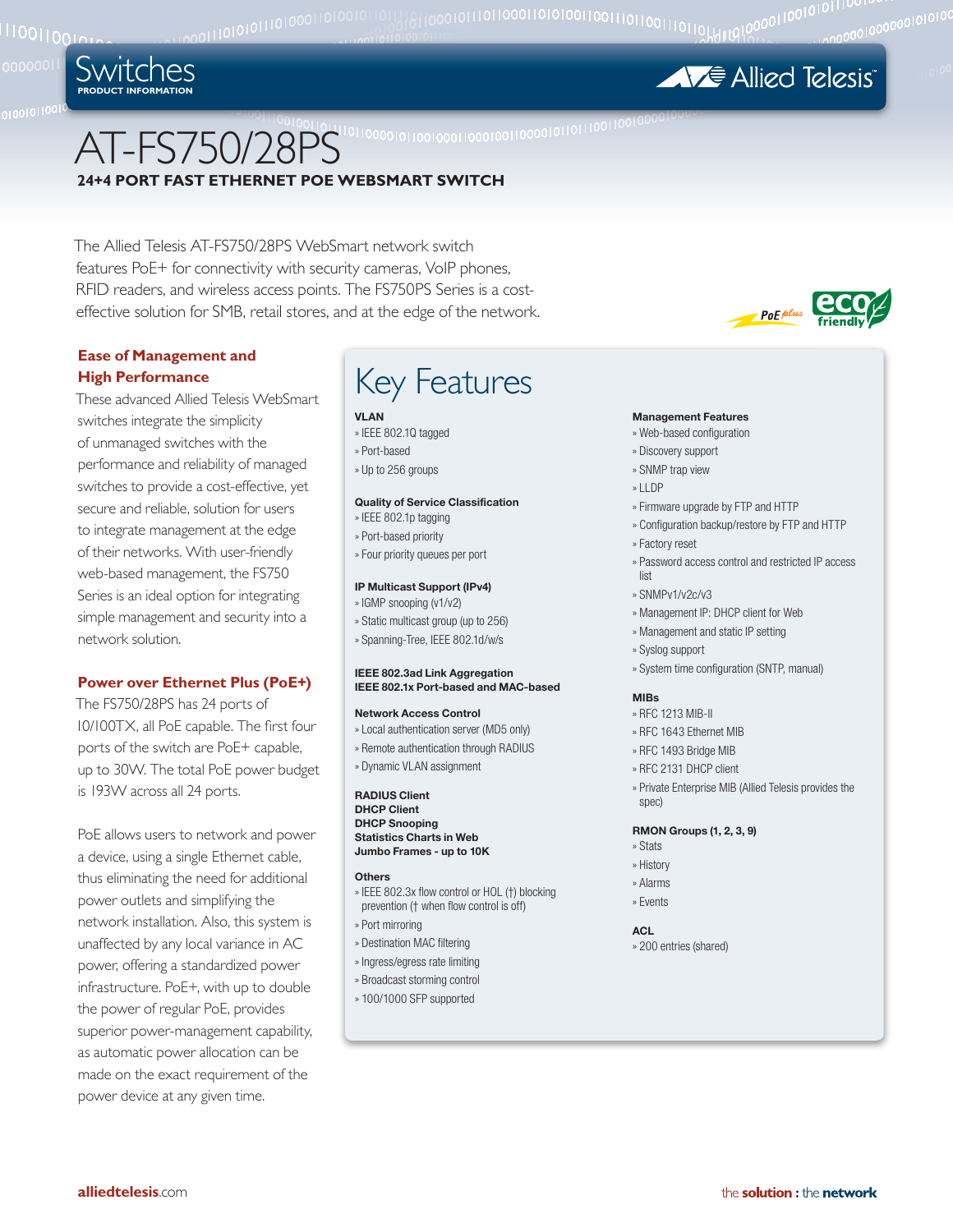# AT-FS750/28PS

## 24+4 PORT FAST ETHERNET POE WEBSMART SWITCH

The Allied Telesis AT-FS750/28PS WebSmart network switch features PoE+ for connectivity with security cameras, VoIP phones, RFID readers, and wireless access points. The FS750PS Series is a cost-effective solution for SMB, retail stores, and at the edge of the network.

### Ease of Management and High Performance

These advanced Allied Telesis WebSmart switches integrate the simplicity of unmanaged switches with the performance and reliability of managed switches to provide a cost-effective, yet secure and reliable, solution for users to integrate management at the edge of their networks. With user-friendly web-based management, the FS750 Series is an ideal option for integrating simple management and security into a network solution.

### Power over Ethernet Plus (PoE+)

The FS750/28PS has 24 ports of 10/100TX, all PoE capable. The first four ports of the switch are PoE+ capable, up to 30W. The total PoE power budget is 193W across all 24 ports.

PoE allows users to network and power a device, using a single Ethernet cable, thus eliminating the need for additional power outlets and simplifying the network installation. Also, this system is unaffected by any local variance in AC power, offering a standardized power infrastructure. PoE+, with up to double the power of regular PoE, provides superior power-management capability, as automatic power allocation can be made on the exact requirement of the power device at any given time.

## Key Features

**VLAN**
- IEEE 802.1Q tagged
- Port-based
- Up to 256 groups

**Quality of Service Classification**
- IEEE 802.1p tagging
- Port-based priority
- Four priority queues per port

**IP Multicast Support (IPv4)**
- IGMP snooping (v1/v2)
- Static multicast group (up to 256)
- Spanning-Tree, IEEE 802.1d/w/s

**IEEE 802.3ad Link Aggregation**
**IEEE 802.1x Port-based and MAC-based**

**Network Access Control**
- Local authentication server (MD5 only)
- Remote authentication through RADIUS
- Dynamic VLAN assignment

**RADIUS Client**
**DHCP Client**
**DHCP Snooping**
**Statistics Charts in Web**
**Jumbo Frames - up to 10K**

**Others**
- IEEE 802.3x flow control or HOL (†) blocking prevention († when flow control is off)
- Port mirroring
- Destination MAC filtering
- Ingress/egress rate limiting
- Broadcast storming control
- 100/1000 SFP supported

**Management Features**
- Web-based configuration
- Discovery support
- SNMP trap view
- LLDP
- Firmware upgrade by FTP and HTTP
- Configuration backup/restore by FTP and HTTP
- Factory reset
- Password access control and restricted IP access list
- SNMPv1/v2c/v3
- Management IP: DHCP client for Web
- Management and static IP setting
- Syslog support
- System time configuration (SNTP, manual)

**MIBs**
- RFC 1213 MIB-II
- RFC 1643 Ethernet MIB
- RFC 1493 Bridge MIB
- RFC 2131 DHCP client
- Private Enterprise MIB (Allied Telesis provides the spec)

**RMON Groups (1, 2, 3, 9)**
- Stats
- History
- Alarms
- Events

**ACL**
- 200 entries (shared)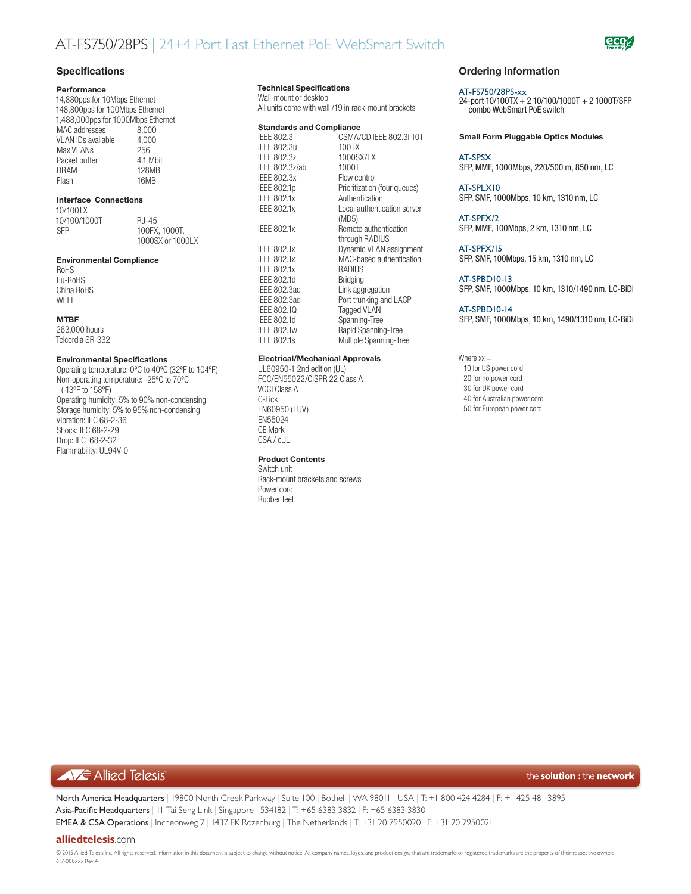# AT-FS750/28PS | 24+4 Port Fast Ethernet PoE WebSmart Switch

## Specifications

### Performance

14,880pps for 10Mbps Ethernet
148,800pps for 100Mbps Ethernet
1,488,000pps for 1000Mbps Ethernet

| | |
|---|---|
| MAC addresses | 8,000 |
| VLAN IDs available | 4,000 |
| Max VLANs | 256 |
| Packet buffer | 4.1 Mbit |
| DRAM | 128MB |
| Flash | 16MB |

### Interface Connections

| | |
|---|---|
| 10/100TX | |
| 10/100/1000T | RJ-45 |
| SFP | 100FX, 1000T, 1000SX or 1000LX |

### Environmental Compliance

RoHS
Eu-RoHS
China RoHS
WEEE

### MTBF

263,000 hours
Telcordia SR-332

### Environmental Specifications

Operating temperature: 0ºC to 40ºC (32ºF to 104ºF)
Non-operating temperature: -25ºC to 70ºC (-13ºF to 158ºF)
Operating humidity: 5% to 90% non-condensing
Storage humidity: 5% to 95% non-condensing
Vibration: IEC 68-2-36
Shock: IEC 68-2-29
Drop: IEC 68-2-32
Flammability: UL94V-0

### Technical Specifications

Wall-mount or desktop
All units come with wall /19 in rack-mount brackets

### Standards and Compliance

| | |
|---|---|
| IEEE 802.3 | CSMA/CD IEEE 802.3i 10T |
| IEEE 802.3u | 100TX |
| IEEE 802.3z | 1000SX/LX |
| IEEE 802.3z/ab | 1000T |
| IEEE 802.3x | Flow control |
| IEEE 802.1p | Prioritization (four queues) |
| IEEE 802.1x | Authentication |
| IEEE 802.1x | Local authentication server (MD5) |
| IEEE 802.1x | Remote authentication through RADIUS |
| IEEE 802.1x | Dynamic VLAN assignment |
| IEEE 802.1x | MAC-based authentication |
| IEEE 802.1x | RADIUS |
| IEEE 802.1d | Bridging |
| IEEE 802.3ad | Link aggregation |
| IEEE 802.3ad | Port trunking and LACP |
| IEEE 802.1Q | Tagged VLAN |
| IEEE 802.1d | Spanning-Tree |
| IEEE 802.1w | Rapid Spanning-Tree |
| IEEE 802.1s | Multiple Spanning-Tree |

### Electrical/Mechanical Approvals

UL60950-1 2nd edition (UL)
FCC/EN55022/CISPR 22 Class A
VCCI Class A
C-Tick
EN60950 (TUV)
EN55024
CE Mark
CSA / cUL

### Product Contents

Switch unit
Rack-mount brackets and screws
Power cord
Rubber feet

## Ordering Information

**AT-FS750/28PS-xx**
24-port 10/100TX + 2 10/100/1000T + 2 1000T/SFP combo WebSmart PoE switch

### Small Form Pluggable Optics Modules

**AT-SPSX**
SFP, MMF, 1000Mbps, 220/500 m, 850 nm, LC

**AT-SPLX10**
SFP, SMF, 1000Mbps, 10 km, 1310 nm, LC

**AT-SPFX/2**
SFP, MMF, 100Mbps, 2 km, 1310 nm, LC

**AT-SPFX/15**
SFP, SMF, 100Mbps, 15 km, 1310 nm, LC

**AT-SPBD10-13**
SFP, SMF, 1000Mbps, 10 km, 1310/1490 nm, LC-BiDi

**AT-SPBD10-14**
SFP, SMF, 1000Mbps, 10 km, 1490/1310 nm, LC-BiDi

Where xx =
- 10 for US power cord
- 20 for no power cord
- 30 for UK power cord
- 40 for Australian power cord
- 50 for European power cord

Allied Telesis — the solution : the network

**North America Headquarters** | 19800 North Creek Parkway | Suite 100 | Bothell | WA 98011 | USA | T: +1 800 424 4284 | F: +1 425 481 3895
**Asia-Pacific Headquarters** | 11 Tai Seng Link | Singapore | 534182 | T: +65 6383 3832 | F: +65 6383 3830
**EMEA & CSA Operations** | Incheonweg 7 | 1437 EK Rozenburg | The Netherlands | T: +31 20 7950020 | F: +31 20 7950021

**alliedtelesis**.com

© 2015 Allied Telesis Inc. All rights reserved. Information in this document is subject to change without notice. All company names, logos, and product designs that are trademarks or registered trademarks are the property of their respective owners.
617-000xxx Rev.A